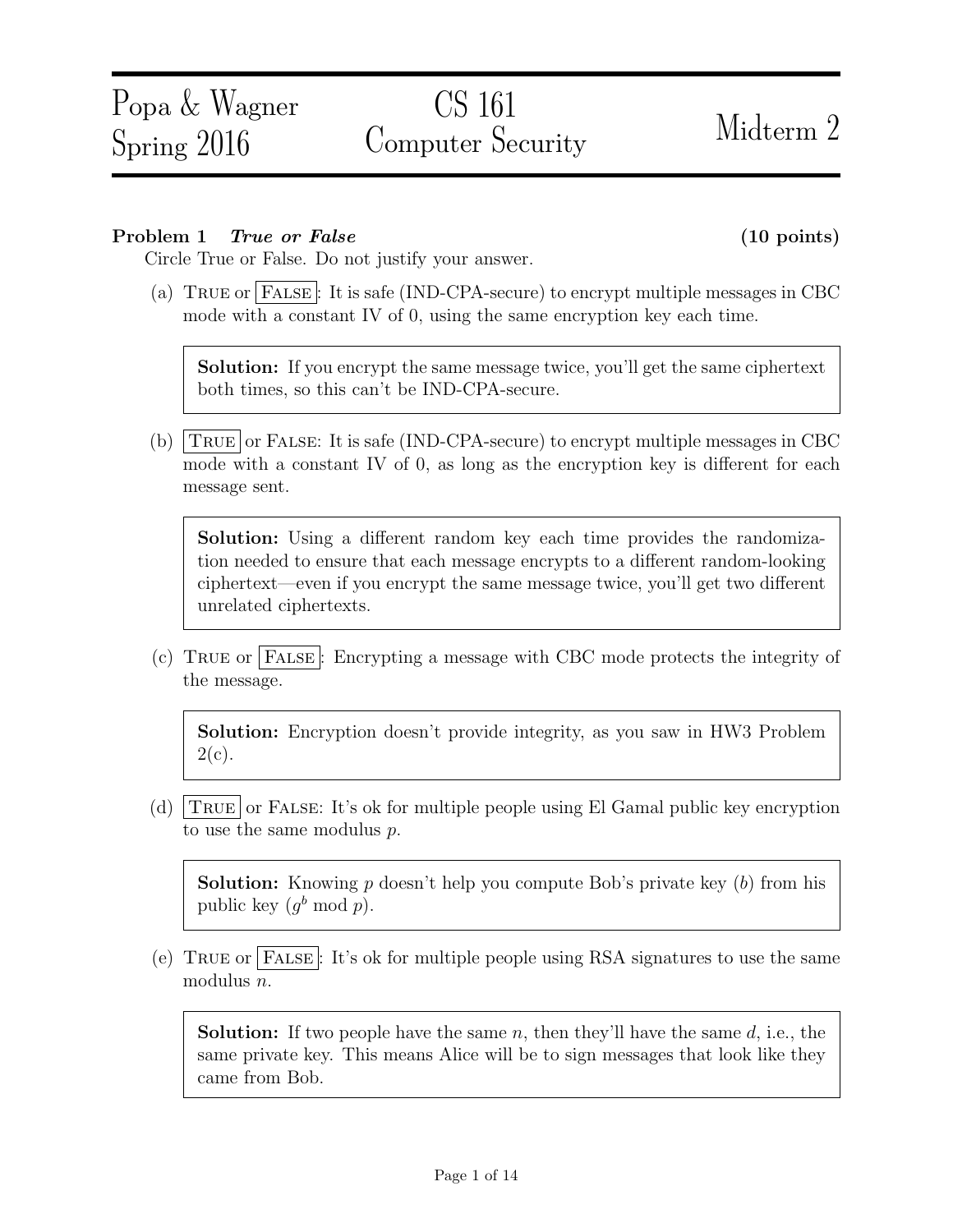# Popa & Wagner Spring 2016 — CS 161 Computer Security — Midterm 2

**Problem 1** ***True or False*** **(10 points)**

Circle True or False. Do not justify your answer.

(a) TRUE or **FALSE**: It is safe (IND-CPA-secure) to encrypt multiple messages in CBC mode with a constant IV of 0, using the same encryption key each time.

> **Solution:** If you encrypt the same message twice, you'll get the same ciphertext both times, so this can't be IND-CPA-secure.

(b) **TRUE** or FALSE: It is safe (IND-CPA-secure) to encrypt multiple messages in CBC mode with a constant IV of 0, as long as the encryption key is different for each message sent.

> **Solution:** Using a different random key each time provides the randomization needed to ensure that each message encrypts to a different random-looking ciphertext—even if you encrypt the same message twice, you'll get two different unrelated ciphertexts.

(c) TRUE or **FALSE**: Encrypting a message with CBC mode protects the integrity of the message.

> **Solution:** Encryption doesn't provide integrity, as you saw in HW3 Problem 2(c).

(d) **TRUE** or FALSE: It's ok for multiple people using El Gamal public key encryption to use the same modulus $p$.

> **Solution:** Knowing $p$ doesn't help you compute Bob's private key ($b$) from his public key ($g^b \bmod p$).

(e) TRUE or **FALSE**: It's ok for multiple people using RSA signatures to use the same modulus $n$.

> **Solution:** If two people have the same $n$, then they'll have the same $d$, i.e., the same private key. This means Alice will be to sign messages that look like they came from Bob.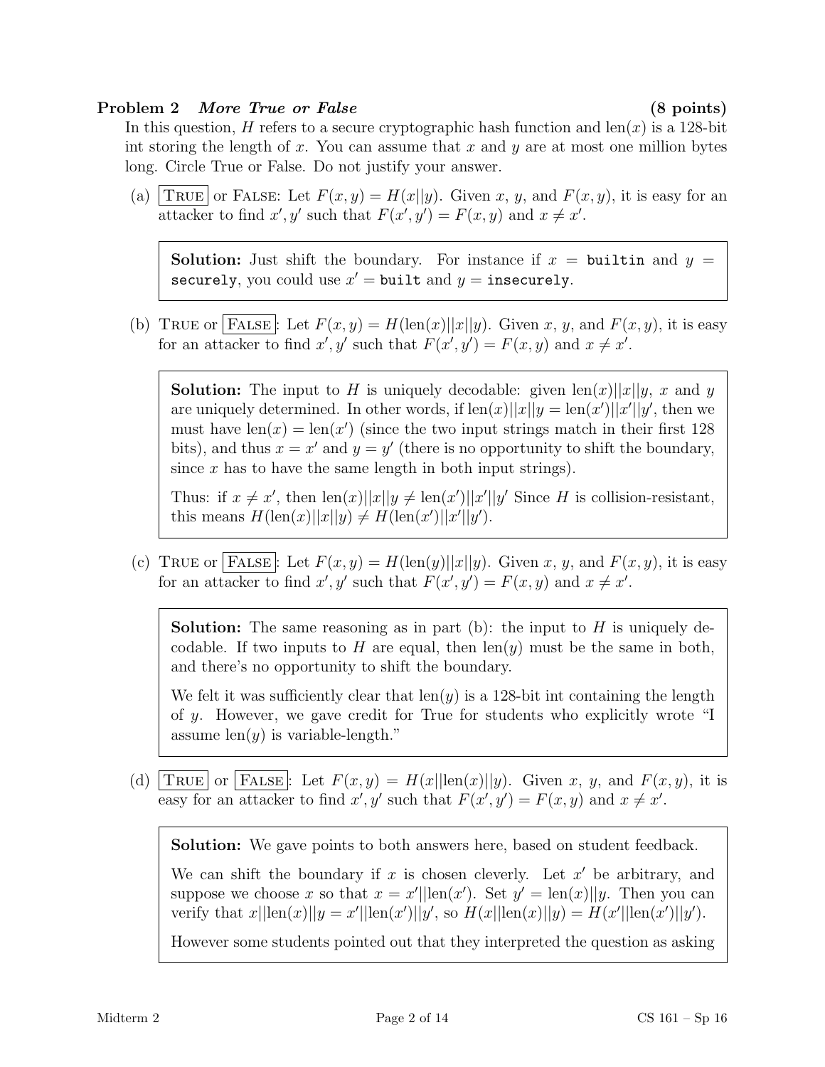**Problem 2** ***More True or False*** **(8 points)**

In this question, $H$ refers to a secure cryptographic hash function and $\text{len}(x)$ is a 128-bit int storing the length of $x$. You can assume that $x$ and $y$ are at most one million bytes long. Circle True or False. Do not justify your answer.

(a) **[TRUE]** or FALSE: Let $F(x, y) = H(x||y)$. Given $x$, $y$, and $F(x, y)$, it is easy for an attacker to find $x', y'$ such that $F(x', y') = F(x, y)$ and $x \neq x'$.

> **Solution:** Just shift the boundary. For instance if $x =$ `builtin` and $y =$ `securely`, you could use $x' =$ `built` and $y =$ `insecurely`.

(b) TRUE or **[FALSE]**: Let $F(x, y) = H(\text{len}(x)||x||y)$. Given $x$, $y$, and $F(x, y)$, it is easy for an attacker to find $x', y'$ such that $F(x', y') = F(x, y)$ and $x \neq x'$.

> **Solution:** The input to $H$ is uniquely decodable: given $\text{len}(x)||x||y$, $x$ and $y$ are uniquely determined. In other words, if $\text{len}(x)||x||y = \text{len}(x')||x'||y'$, then we must have $\text{len}(x) = \text{len}(x')$ (since the two input strings match in their first 128 bits), and thus $x = x'$ and $y = y'$ (there is no opportunity to shift the boundary, since $x$ has to have the same length in both input strings).
>
> Thus: if $x \neq x'$, then $\text{len}(x)||x||y \neq \text{len}(x')||x'||y'$ Since $H$ is collision-resistant, this means $H(\text{len}(x)||x||y) \neq H(\text{len}(x')||x'||y')$.

(c) TRUE or **[FALSE]**: Let $F(x, y) = H(\text{len}(y)||x||y)$. Given $x$, $y$, and $F(x, y)$, it is easy for an attacker to find $x', y'$ such that $F(x', y') = F(x, y)$ and $x \neq x'$.

> **Solution:** The same reasoning as in part (b): the input to $H$ is uniquely decodable. If two inputs to $H$ are equal, then $\text{len}(y)$ must be the same in both, and there's no opportunity to shift the boundary.
>
> We felt it was sufficiently clear that $\text{len}(y)$ is a 128-bit int containing the length of $y$. However, we gave credit for True for students who explicitly wrote "I assume $\text{len}(y)$ is variable-length."

(d) **[TRUE]** or **[FALSE]**: Let $F(x, y) = H(x||\text{len}(x)||y)$. Given $x$, $y$, and $F(x, y)$, it is easy for an attacker to find $x', y'$ such that $F(x', y') = F(x, y)$ and $x \neq x'$.

> **Solution:** We gave points to both answers here, based on student feedback.
>
> We can shift the boundary if $x$ is chosen cleverly. Let $x'$ be arbitrary, and suppose we choose $x$ so that $x = x'||\text{len}(x')$. Set $y' = \text{len}(x)||y$. Then you can verify that $x||\text{len}(x)||y = x'||\text{len}(x')||y'$, so $H(x||\text{len}(x)||y) = H(x'||\text{len}(x')||y')$.
>
> However some students pointed out that they interpreted the question as asking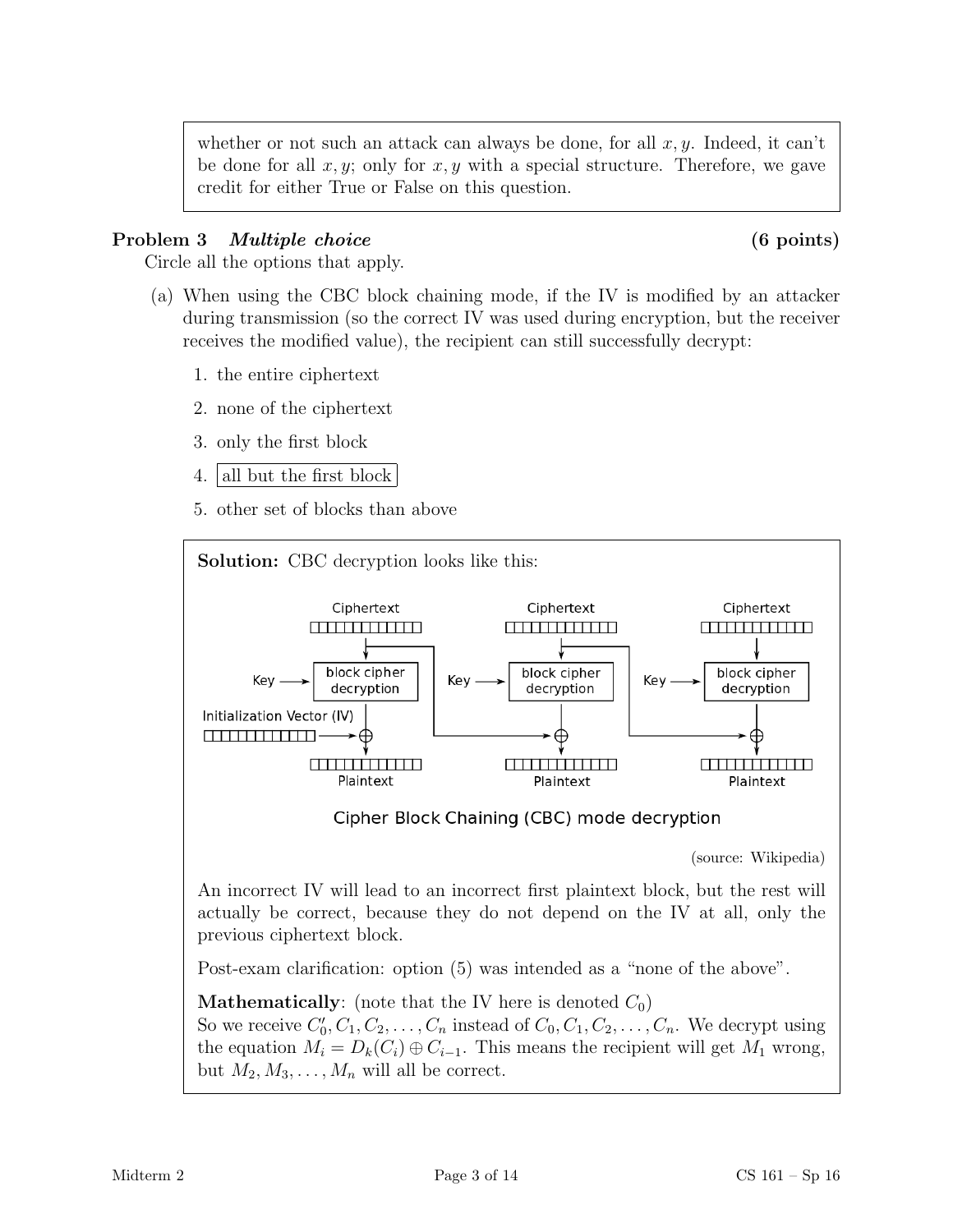whether or not such an attack can always be done, for all $x, y$. Indeed, it can't be done for all $x, y$; only for $x, y$ with a special structure. Therefore, we gave credit for either True or False on this question.

## Problem 3 *Multiple choice* (6 points)

Circle all the options that apply.

(a) When using the CBC block chaining mode, if the IV is modified by an attacker during transmission (so the correct IV was used during encryption, but the receiver receives the modified value), the recipient can still successfully decrypt:

1. the entire ciphertext
2. none of the ciphertext
3. only the first block
4. **[all but the first block]**
5. other set of blocks than above

**Solution:** CBC decryption looks like this:

Cipher Block Chaining (CBC) mode decryption

(source: Wikipedia)

An incorrect IV will lead to an incorrect first plaintext block, but the rest will actually be correct, because they do not depend on the IV at all, only the previous ciphertext block.

Post-exam clarification: option (5) was intended as a "none of the above".

**Mathematically**: (note that the IV here is denoted $C_0$)
So we receive $C_0', C_1, C_2, \ldots, C_n$ instead of $C_0, C_1, C_2, \ldots, C_n$. We decrypt using the equation $M_i = D_k(C_i) \oplus C_{i-1}$. This means the recipient will get $M_1$ wrong, but $M_2, M_3, \ldots, M_n$ will all be correct.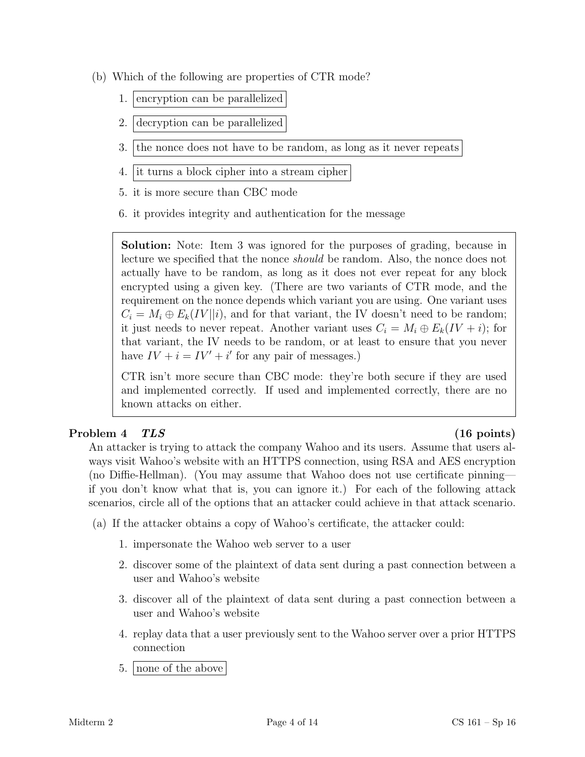(b) Which of the following are properties of CTR mode?

1. encryption can be parallelized
2. decryption can be parallelized
3. the nonce does not have to be random, as long as it never repeats
4. it turns a block cipher into a stream cipher
5. it is more secure than CBC mode
6. it provides integrity and authentication for the message

> **Solution:** Note: Item 3 was ignored for the purposes of grading, because in lecture we specified that the nonce *should* be random. Also, the nonce does not actually have to be random, as long as it does not ever repeat for any block encrypted using a given key. (There are two variants of CTR mode, and the requirement on the nonce depends which variant you are using. One variant uses $C_i = M_i \oplus E_k(IV||i)$, and for that variant, the IV doesn't need to be random; it just needs to never repeat. Another variant uses $C_i = M_i \oplus E_k(IV + i)$; for that variant, the IV needs to be random, or at least to ensure that you never have $IV + i = IV' + i'$ for any pair of messages.)
>
> CTR isn't more secure than CBC mode: they're both secure if they are used and implemented correctly. If used and implemented correctly, there are no known attacks on either.

## Problem 4 *TLS* (16 points)

An attacker is trying to attack the company Wahoo and its users. Assume that users always visit Wahoo's website with an HTTPS connection, using RSA and AES encryption (no Diffie-Hellman). (You may assume that Wahoo does not use certificate pinning—if you don't know what that is, you can ignore it.) For each of the following attack scenarios, circle all of the options that an attacker could achieve in that attack scenario.

(a) If the attacker obtains a copy of Wahoo's certificate, the attacker could:

1. impersonate the Wahoo web server to a user
2. discover some of the plaintext of data sent during a past connection between a user and Wahoo's website
3. discover all of the plaintext of data sent during a past connection between a user and Wahoo's website
4. replay data that a user previously sent to the Wahoo server over a prior HTTPS connection
5. none of the above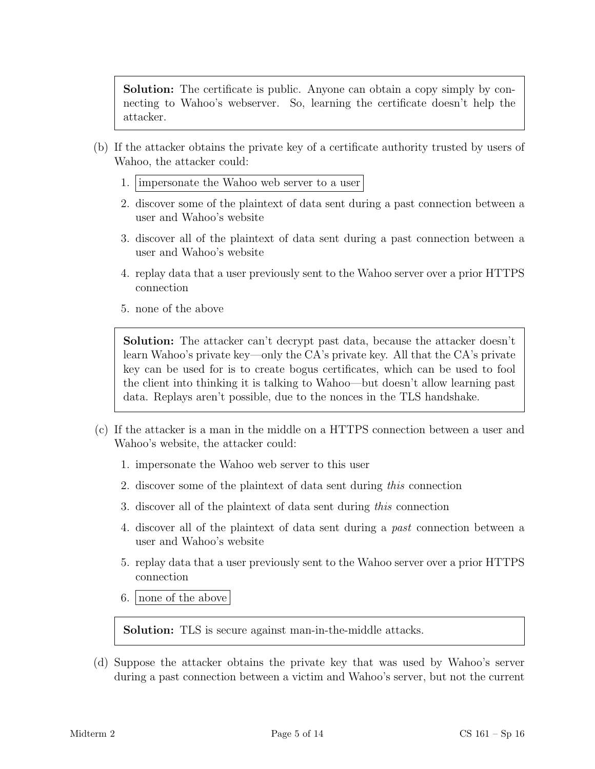**Solution:** The certificate is public. Anyone can obtain a copy simply by connecting to Wahoo's webserver. So, learning the certificate doesn't help the attacker.

(b) If the attacker obtains the private key of a certificate authority trusted by users of Wahoo, the attacker could:

1. **[impersonate the Wahoo web server to a user]**
2. discover some of the plaintext of data sent during a past connection between a user and Wahoo's website
3. discover all of the plaintext of data sent during a past connection between a user and Wahoo's website
4. replay data that a user previously sent to the Wahoo server over a prior HTTPS connection
5. none of the above

**Solution:** The attacker can't decrypt past data, because the attacker doesn't learn Wahoo's private key—only the CA's private key. All that the CA's private key can be used for is to create bogus certificates, which can be used to fool the client into thinking it is talking to Wahoo—but doesn't allow learning past data. Replays aren't possible, due to the nonces in the TLS handshake.

(c) If the attacker is a man in the middle on a HTTPS connection between a user and Wahoo's website, the attacker could:

1. impersonate the Wahoo web server to this user
2. discover some of the plaintext of data sent during *this* connection
3. discover all of the plaintext of data sent during *this* connection
4. discover all of the plaintext of data sent during a *past* connection between a user and Wahoo's website
5. replay data that a user previously sent to the Wahoo server over a prior HTTPS connection
6. **[none of the above]**

**Solution:** TLS is secure against man-in-the-middle attacks.

(d) Suppose the attacker obtains the private key that was used by Wahoo's server during a past connection between a victim and Wahoo's server, but not the current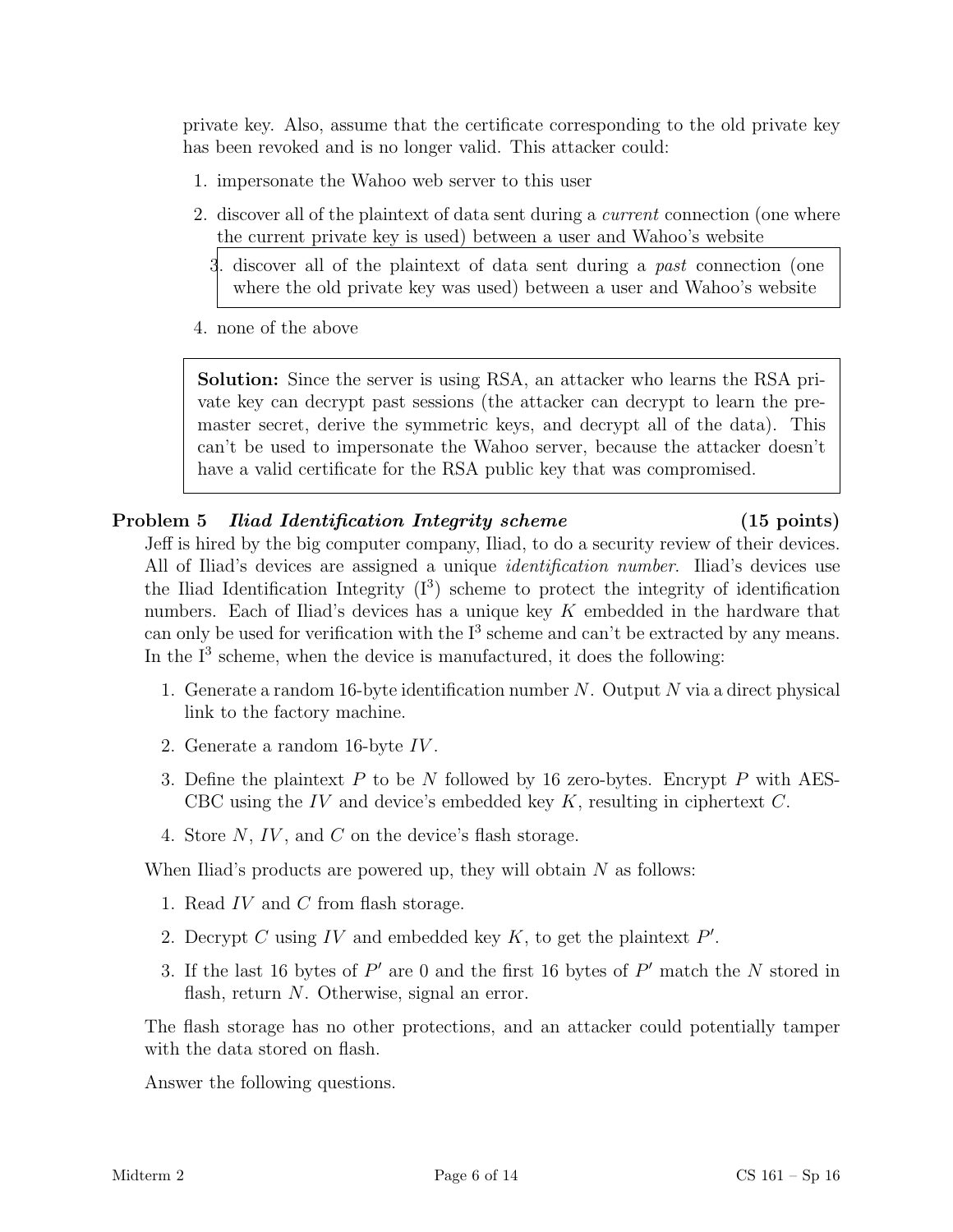private key. Also, assume that the certificate corresponding to the old private key has been revoked and is no longer valid. This attacker could:

1. impersonate the Wahoo web server to this user
2. discover all of the plaintext of data sent during a *current* connection (one where the current private key is used) between a user and Wahoo's website
3. discover all of the plaintext of data sent during a *past* connection (one where the old private key was used) between a user and Wahoo's website
4. none of the above

> **Solution:** Since the server is using RSA, an attacker who learns the RSA private key can decrypt past sessions (the attacker can decrypt to learn the pre-master secret, derive the symmetric keys, and decrypt all of the data). This can't be used to impersonate the Wahoo server, because the attacker doesn't have a valid certificate for the RSA public key that was compromised.

## Problem 5 *Iliad Identification Integrity scheme* (15 points)

Jeff is hired by the big computer company, Iliad, to do a security review of their devices. All of Iliad's devices are assigned a unique *identification number*. Iliad's devices use the Iliad Identification Integrity ($I^3$) scheme to protect the integrity of identification numbers. Each of Iliad's devices has a unique key $K$ embedded in the hardware that can only be used for verification with the $I^3$ scheme and can't be extracted by any means. In the $I^3$ scheme, when the device is manufactured, it does the following:

1. Generate a random 16-byte identification number $N$. Output $N$ via a direct physical link to the factory machine.
2. Generate a random 16-byte $IV$.
3. Define the plaintext $P$ to be $N$ followed by 16 zero-bytes. Encrypt $P$ with AES-CBC using the $IV$ and device's embedded key $K$, resulting in ciphertext $C$.
4. Store $N$, $IV$, and $C$ on the device's flash storage.

When Iliad's products are powered up, they will obtain $N$ as follows:

1. Read $IV$ and $C$ from flash storage.
2. Decrypt $C$ using $IV$ and embedded key $K$, to get the plaintext $P'$.
3. If the last 16 bytes of $P'$ are 0 and the first 16 bytes of $P'$ match the $N$ stored in flash, return $N$. Otherwise, signal an error.

The flash storage has no other protections, and an attacker could potentially tamper with the data stored on flash.

Answer the following questions.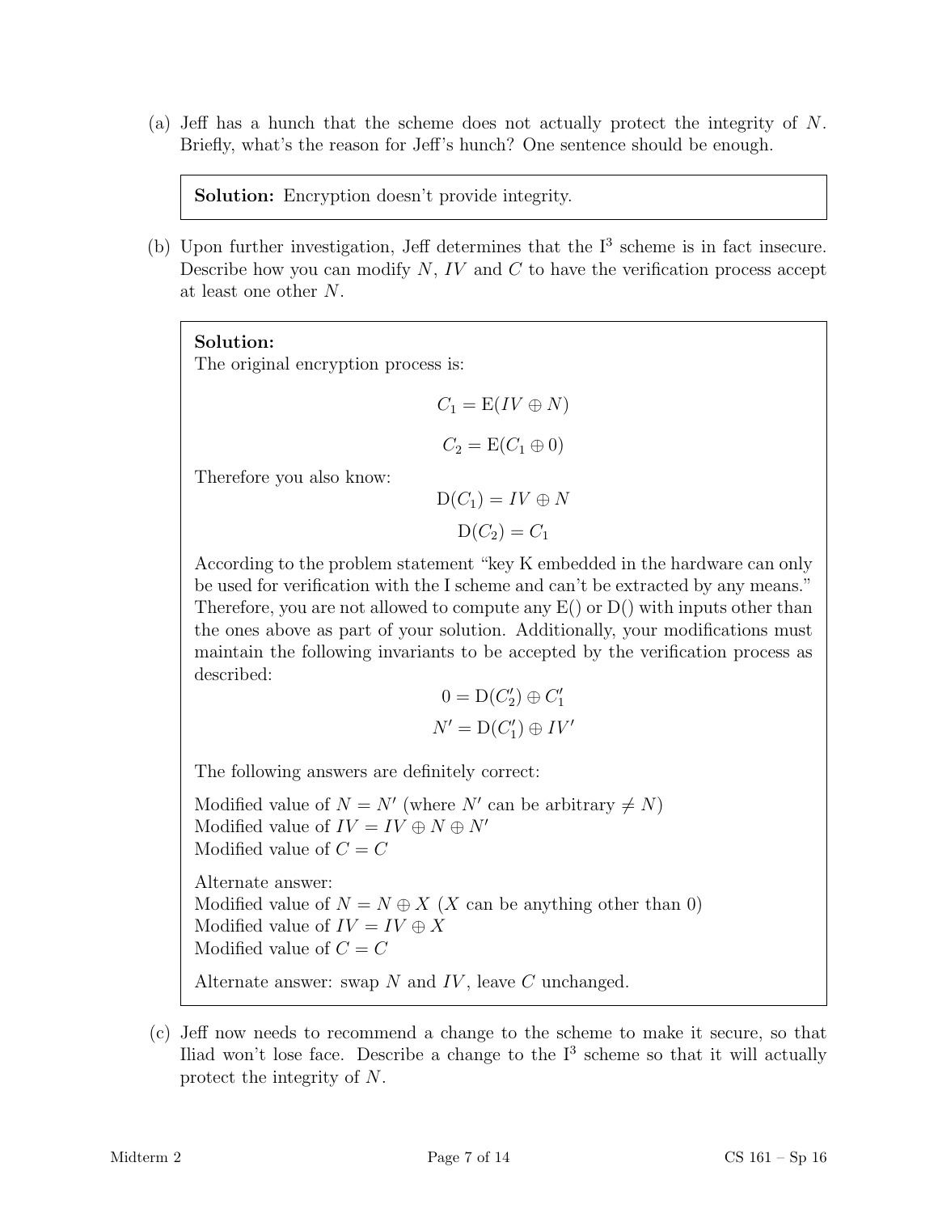(a) Jeff has a hunch that the scheme does not actually protect the integrity of $N$. Briefly, what's the reason for Jeff's hunch? One sentence should be enough.

> **Solution:** Encryption doesn't provide integrity.

(b) Upon further investigation, Jeff determines that the $I^3$ scheme is in fact insecure. Describe how you can modify $N$, $IV$ and $C$ to have the verification process accept at least one other $N$.

> **Solution:**
> The original encryption process is:
>
> $$C_1 = \mathrm{E}(IV \oplus N)$$
>
> $$C_2 = \mathrm{E}(C_1 \oplus 0)$$
>
> Therefore you also know:
>
> $$\mathrm{D}(C_1) = IV \oplus N$$
>
> $$\mathrm{D}(C_2) = C_1$$
>
> According to the problem statement "key K embedded in the hardware can only be used for verification with the I scheme and can't be extracted by any means." Therefore, you are not allowed to compute any E() or D() with inputs other than the ones above as part of your solution. Additionally, your modifications must maintain the following invariants to be accepted by the verification process as described:
>
> $$0 = \mathrm{D}(C_2') \oplus C_1'$$
>
> $$N' = \mathrm{D}(C_1') \oplus IV'$$
>
> The following answers are definitely correct:
>
> Modified value of $N = N'$ (where $N'$ can be arbitrary $\neq N$)
> Modified value of $IV = IV \oplus N \oplus N'$
> Modified value of $C = C$
>
> Alternate answer:
> Modified value of $N = N \oplus X$ ($X$ can be anything other than 0)
> Modified value of $IV = IV \oplus X$
> Modified value of $C = C$
>
> Alternate answer: swap $N$ and $IV$, leave $C$ unchanged.

(c) Jeff now needs to recommend a change to the scheme to make it secure, so that Iliad won't lose face. Describe a change to the $I^3$ scheme so that it will actually protect the integrity of $N$.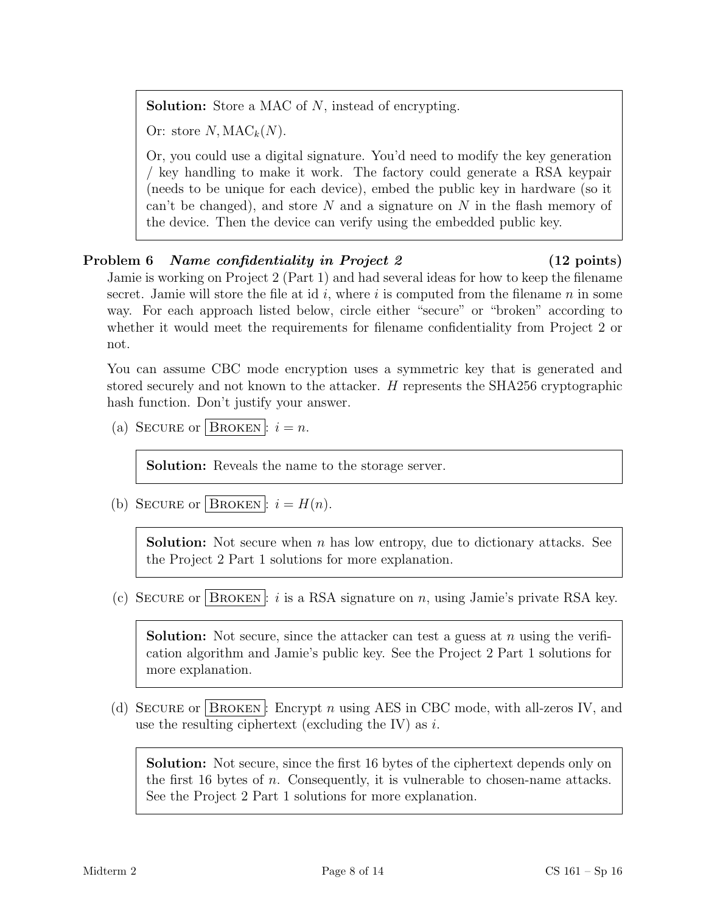**Solution:** Store a MAC of $N$, instead of encrypting.

Or: store $N, \text{MAC}_k(N)$.

Or, you could use a digital signature. You'd need to modify the key generation / key handling to make it work. The factory could generate a RSA keypair (needs to be unique for each device), embed the public key in hardware (so it can't be changed), and store $N$ and a signature on $N$ in the flash memory of the device. Then the device can verify using the embedded public key.

**Problem 6** ***Name confidentiality in Project 2*** **(12 points)**

Jamie is working on Project 2 (Part 1) and had several ideas for how to keep the filename secret. Jamie will store the file at id $i$, where $i$ is computed from the filename $n$ in some way. For each approach listed below, circle either "secure" or "broken" according to whether it would meet the requirements for filename confidentiality from Project 2 or not.

You can assume CBC mode encryption uses a symmetric key that is generated and stored securely and not known to the attacker. $H$ represents the SHA256 cryptographic hash function. Don't justify your answer.

(a) SECURE or **[BROKEN]**: $i = n$.

> **Solution:** Reveals the name to the storage server.

(b) SECURE or **[BROKEN]**: $i = H(n)$.

> **Solution:** Not secure when $n$ has low entropy, due to dictionary attacks. See the Project 2 Part 1 solutions for more explanation.

(c) SECURE or **[BROKEN]**: $i$ is a RSA signature on $n$, using Jamie's private RSA key.

> **Solution:** Not secure, since the attacker can test a guess at $n$ using the verification algorithm and Jamie's public key. See the Project 2 Part 1 solutions for more explanation.

(d) SECURE or **[BROKEN]**: Encrypt $n$ using AES in CBC mode, with all-zeros IV, and use the resulting ciphertext (excluding the IV) as $i$.

> **Solution:** Not secure, since the first 16 bytes of the ciphertext depends only on the first 16 bytes of $n$. Consequently, it is vulnerable to chosen-name attacks. See the Project 2 Part 1 solutions for more explanation.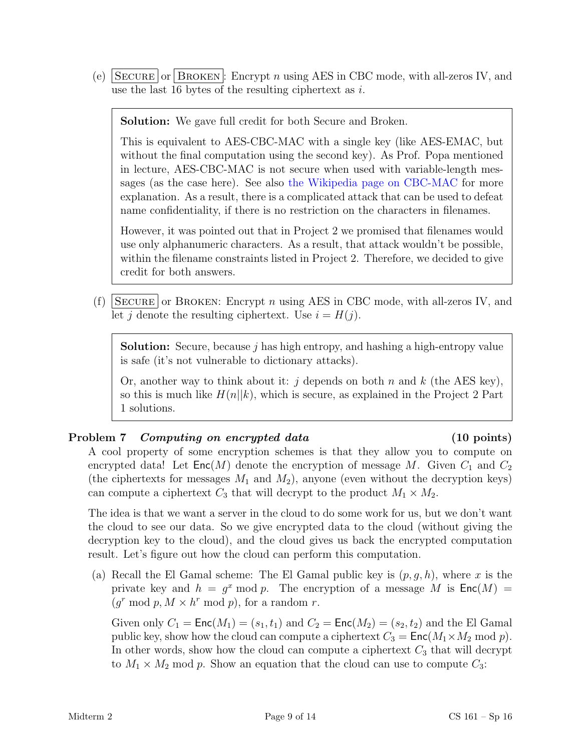(e) Secure or Broken: Encrypt $n$ using AES in CBC mode, with all-zeros IV, and use the last 16 bytes of the resulting ciphertext as $i$.

> **Solution:** We gave full credit for both Secure and Broken.
>
> This is equivalent to AES-CBC-MAC with a single key (like AES-EMAC, but without the final computation using the second key). As Prof. Popa mentioned in lecture, AES-CBC-MAC is not secure when used with variable-length messages (as the case here). See also the Wikipedia page on CBC-MAC for more explanation. As a result, there is a complicated attack that can be used to defeat name confidentiality, if there is no restriction on the characters in filenames.
>
> However, it was pointed out that in Project 2 we promised that filenames would use only alphanumeric characters. As a result, that attack wouldn't be possible, within the filename constraints listed in Project 2. Therefore, we decided to give credit for both answers.

(f) Secure or Broken: Encrypt $n$ using AES in CBC mode, with all-zeros IV, and let $j$ denote the resulting ciphertext. Use $i = H(j)$.

> **Solution:** Secure, because $j$ has high entropy, and hashing a high-entropy value is safe (it's not vulnerable to dictionary attacks).
>
> Or, another way to think about it: $j$ depends on both $n$ and $k$ (the AES key), so this is much like $H(n||k)$, which is secure, as explained in the Project 2 Part 1 solutions.

## Problem 7 *Computing on encrypted data* (10 points)

A cool property of some encryption schemes is that they allow you to compute on encrypted data! Let $\mathsf{Enc}(M)$ denote the encryption of message $M$. Given $C_1$ and $C_2$ (the ciphertexts for messages $M_1$ and $M_2$), anyone (even without the decryption keys) can compute a ciphertext $C_3$ that will decrypt to the product $M_1 \times M_2$.

The idea is that we want a server in the cloud to do some work for us, but we don't want the cloud to see our data. So we give encrypted data to the cloud (without giving the decryption key to the cloud), and the cloud gives us back the encrypted computation result. Let's figure out how the cloud can perform this computation.

(a) Recall the El Gamal scheme: The El Gamal public key is $(p, g, h)$, where $x$ is the private key and $h = g^x \bmod p$. The encryption of a message $M$ is $\mathsf{Enc}(M) = (g^r \bmod p, M \times h^r \bmod p)$, for a random $r$.

Given only $C_1 = \mathsf{Enc}(M_1) = (s_1, t_1)$ and $C_2 = \mathsf{Enc}(M_2) = (s_2, t_2)$ and the El Gamal public key, show how the cloud can compute a ciphertext $C_3 = \mathsf{Enc}(M_1 \times M_2 \bmod p)$. In other words, show how the cloud can compute a ciphertext $C_3$ that will decrypt to $M_1 \times M_2 \bmod p$. Show an equation that the cloud can use to compute $C_3$: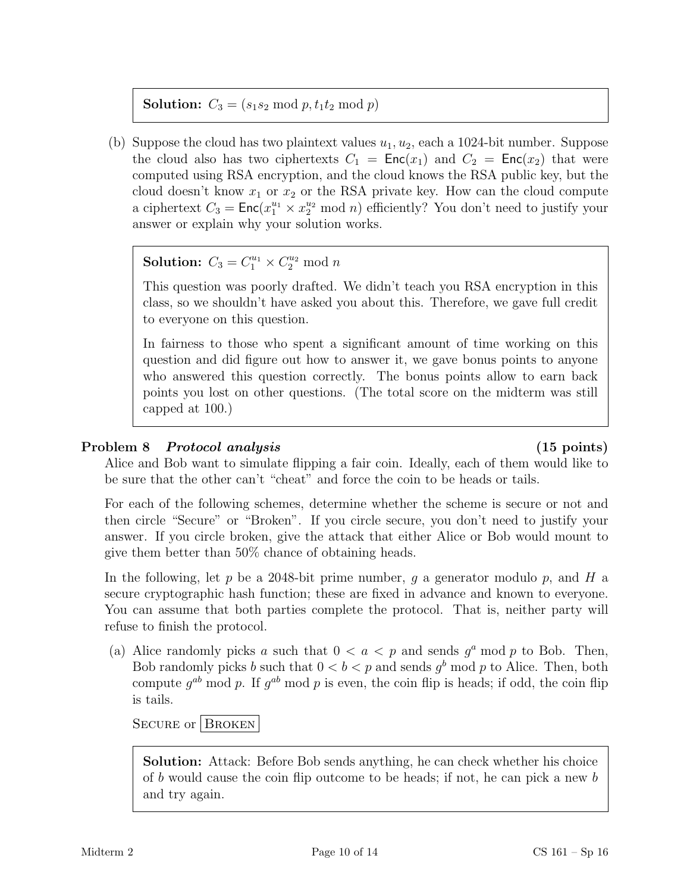**Solution:** $C_3 = (s_1 s_2 \bmod p, t_1 t_2 \bmod p)$

(b) Suppose the cloud has two plaintext values $u_1, u_2$, each a 1024-bit number. Suppose the cloud also has two ciphertexts $C_1 = \mathsf{Enc}(x_1)$ and $C_2 = \mathsf{Enc}(x_2)$ that were computed using RSA encryption, and the cloud knows the RSA public key, but the cloud doesn't know $x_1$ or $x_2$ or the RSA private key. How can the cloud compute a ciphertext $C_3 = \mathsf{Enc}(x_1^{u_1} \times x_2^{u_2} \bmod n)$ efficiently? You don't need to justify your answer or explain why your solution works.

**Solution:** $C_3 = C_1^{u_1} \times C_2^{u_2} \bmod n$

This question was poorly drafted. We didn't teach you RSA encryption in this class, so we shouldn't have asked you about this. Therefore, we gave full credit to everyone on this question.

In fairness to those who spent a significant amount of time working on this question and did figure out how to answer it, we gave bonus points to anyone who answered this question correctly. The bonus points allow to earn back points you lost on other questions. (The total score on the midterm was still capped at 100.)

## Problem 8 *Protocol analysis* (15 points)

Alice and Bob want to simulate flipping a fair coin. Ideally, each of them would like to be sure that the other can't "cheat" and force the coin to be heads or tails.

For each of the following schemes, determine whether the scheme is secure or not and then circle "Secure" or "Broken". If you circle secure, you don't need to justify your answer. If you circle broken, give the attack that either Alice or Bob would mount to give them better than 50% chance of obtaining heads.

In the following, let $p$ be a 2048-bit prime number, $g$ a generator modulo $p$, and $H$ a secure cryptographic hash function; these are fixed in advance and known to everyone. You can assume that both parties complete the protocol. That is, neither party will refuse to finish the protocol.

(a) Alice randomly picks $a$ such that $0 < a < p$ and sends $g^a \bmod p$ to Bob. Then, Bob randomly picks $b$ such that $0 < b < p$ and sends $g^b \bmod p$ to Alice. Then, both compute $g^{ab} \bmod p$. If $g^{ab} \bmod p$ is even, the coin flip is heads; if odd, the coin flip is tails.

SECURE or **[BROKEN]**

**Solution:** Attack: Before Bob sends anything, he can check whether his choice of $b$ would cause the coin flip outcome to be heads; if not, he can pick a new $b$ and try again.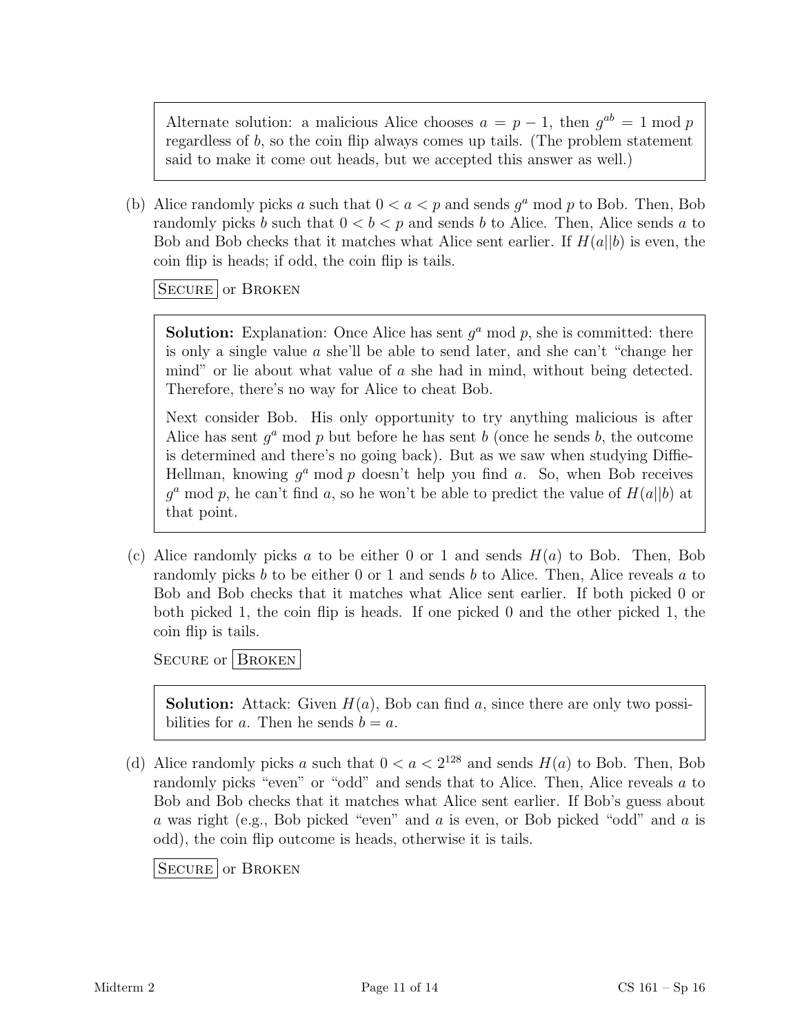> Alternate solution: a malicious Alice chooses $a = p - 1$, then $g^{ab} = 1 \bmod p$ regardless of $b$, so the coin flip always comes up tails. (The problem statement said to make it come out heads, but we accepted this answer as well.)

(b) Alice randomly picks $a$ such that $0 < a < p$ and sends $g^a \bmod p$ to Bob. Then, Bob randomly picks $b$ such that $0 < b < p$ and sends $b$ to Alice. Then, Alice sends $a$ to Bob and Bob checks that it matches what Alice sent earlier. If $H(a||b)$ is even, the coin flip is heads; if odd, the coin flip is tails.

**[SECURE]** or BROKEN

> **Solution:** Explanation: Once Alice has sent $g^a \bmod p$, she is committed: there is only a single value $a$ she'll be able to send later, and she can't "change her mind" or lie about what value of $a$ she had in mind, without being detected. Therefore, there's no way for Alice to cheat Bob.
>
> Next consider Bob. His only opportunity to try anything malicious is after Alice has sent $g^a \bmod p$ but before he has sent $b$ (once he sends $b$, the outcome is determined and there's no going back). But as we saw when studying Diffie-Hellman, knowing $g^a \bmod p$ doesn't help you find $a$. So, when Bob receives $g^a \bmod p$, he can't find $a$, so he won't be able to predict the value of $H(a||b)$ at that point.

(c) Alice randomly picks $a$ to be either 0 or 1 and sends $H(a)$ to Bob. Then, Bob randomly picks $b$ to be either 0 or 1 and sends $b$ to Alice. Then, Alice reveals $a$ to Bob and Bob checks that it matches what Alice sent earlier. If both picked 0 or both picked 1, the coin flip is heads. If one picked 0 and the other picked 1, the coin flip is tails.

SECURE or **[BROKEN]**

> **Solution:** Attack: Given $H(a)$, Bob can find $a$, since there are only two possibilities for $a$. Then he sends $b = a$.

(d) Alice randomly picks $a$ such that $0 < a < 2^{128}$ and sends $H(a)$ to Bob. Then, Bob randomly picks "even" or "odd" and sends that to Alice. Then, Alice reveals $a$ to Bob and Bob checks that it matches what Alice sent earlier. If Bob's guess about $a$ was right (e.g., Bob picked "even" and $a$ is even, or Bob picked "odd" and $a$ is odd), the coin flip outcome is heads, otherwise it is tails.

**[SECURE]** or BROKEN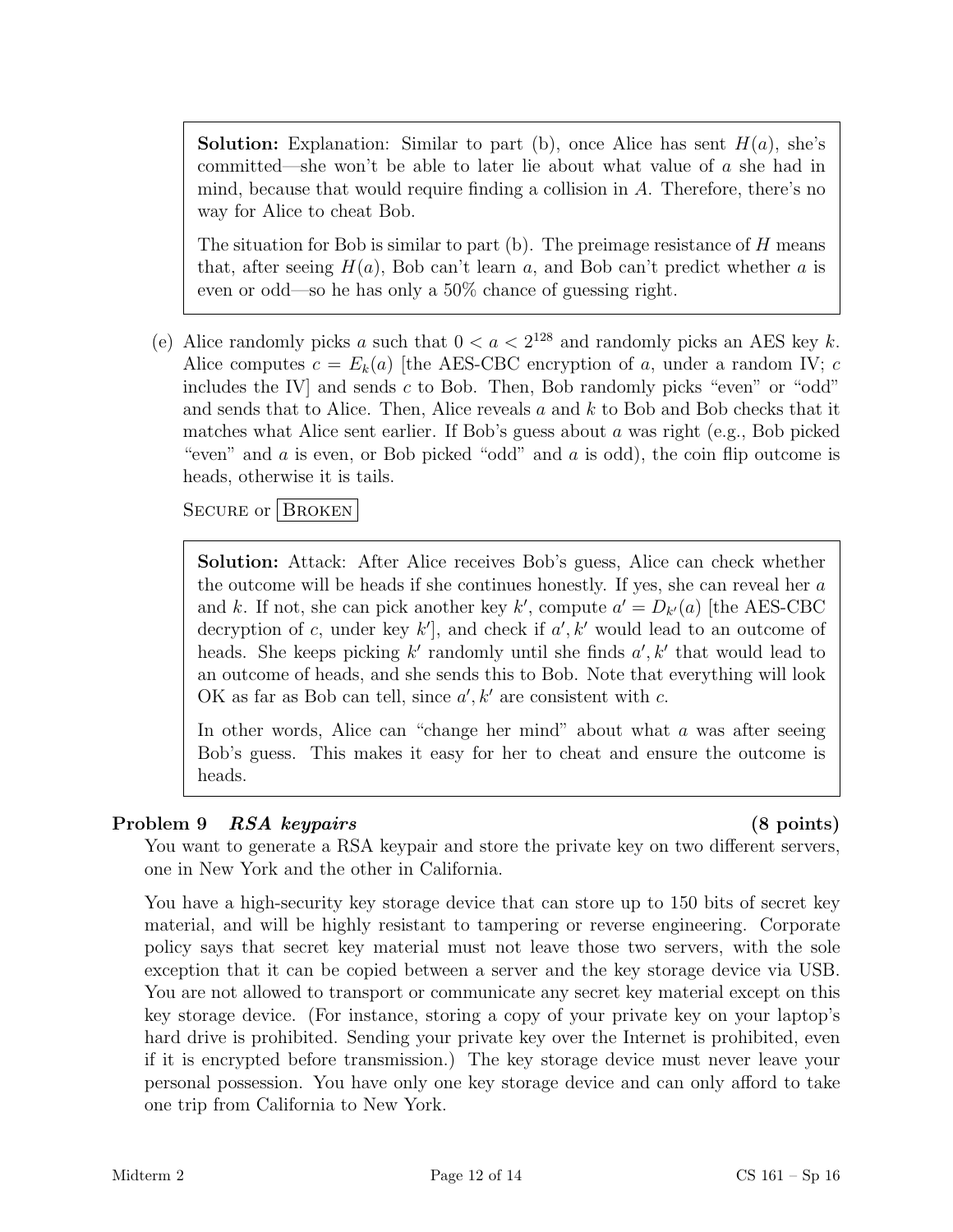**Solution:** Explanation: Similar to part (b), once Alice has sent $H(a)$, she's committed—she won't be able to later lie about what value of $a$ she had in mind, because that would require finding a collision in $A$. Therefore, there's no way for Alice to cheat Bob.

The situation for Bob is similar to part (b). The preimage resistance of $H$ means that, after seeing $H(a)$, Bob can't learn $a$, and Bob can't predict whether $a$ is even or odd—so he has only a 50% chance of guessing right.

(e) Alice randomly picks $a$ such that $0 < a < 2^{128}$ and randomly picks an AES key $k$. Alice computes $c = E_k(a)$ [the AES-CBC encryption of $a$, under a random IV; $c$ includes the IV] and sends $c$ to Bob. Then, Bob randomly picks "even" or "odd" and sends that to Alice. Then, Alice reveals $a$ and $k$ to Bob and Bob checks that it matches what Alice sent earlier. If Bob's guess about $a$ was right (e.g., Bob picked "even" and $a$ is even, or Bob picked "odd" and $a$ is odd), the coin flip outcome is heads, otherwise it is tails.

SECURE or **[BROKEN]**

**Solution:** Attack: After Alice receives Bob's guess, Alice can check whether the outcome will be heads if she continues honestly. If yes, she can reveal her $a$ and $k$. If not, she can pick another key $k'$, compute $a' = D_{k'}(a)$ [the AES-CBC decryption of $c$, under key $k'$], and check if $a', k'$ would lead to an outcome of heads. She keeps picking $k'$ randomly until she finds $a', k'$ that would lead to an outcome of heads, and she sends this to Bob. Note that everything will look OK as far as Bob can tell, since $a', k'$ are consistent with $c$.

In other words, Alice can "change her mind" about what $a$ was after seeing Bob's guess. This makes it easy for her to cheat and ensure the outcome is heads.

## Problem 9 *RSA keypairs* (8 points)

You want to generate a RSA keypair and store the private key on two different servers, one in New York and the other in California.

You have a high-security key storage device that can store up to 150 bits of secret key material, and will be highly resistant to tampering or reverse engineering. Corporate policy says that secret key material must not leave those two servers, with the sole exception that it can be copied between a server and the key storage device via USB. You are not allowed to transport or communicate any secret key material except on this key storage device. (For instance, storing a copy of your private key on your laptop's hard drive is prohibited. Sending your private key over the Internet is prohibited, even if it is encrypted before transmission.) The key storage device must never leave your personal possession. You have only one key storage device and can only afford to take one trip from California to New York.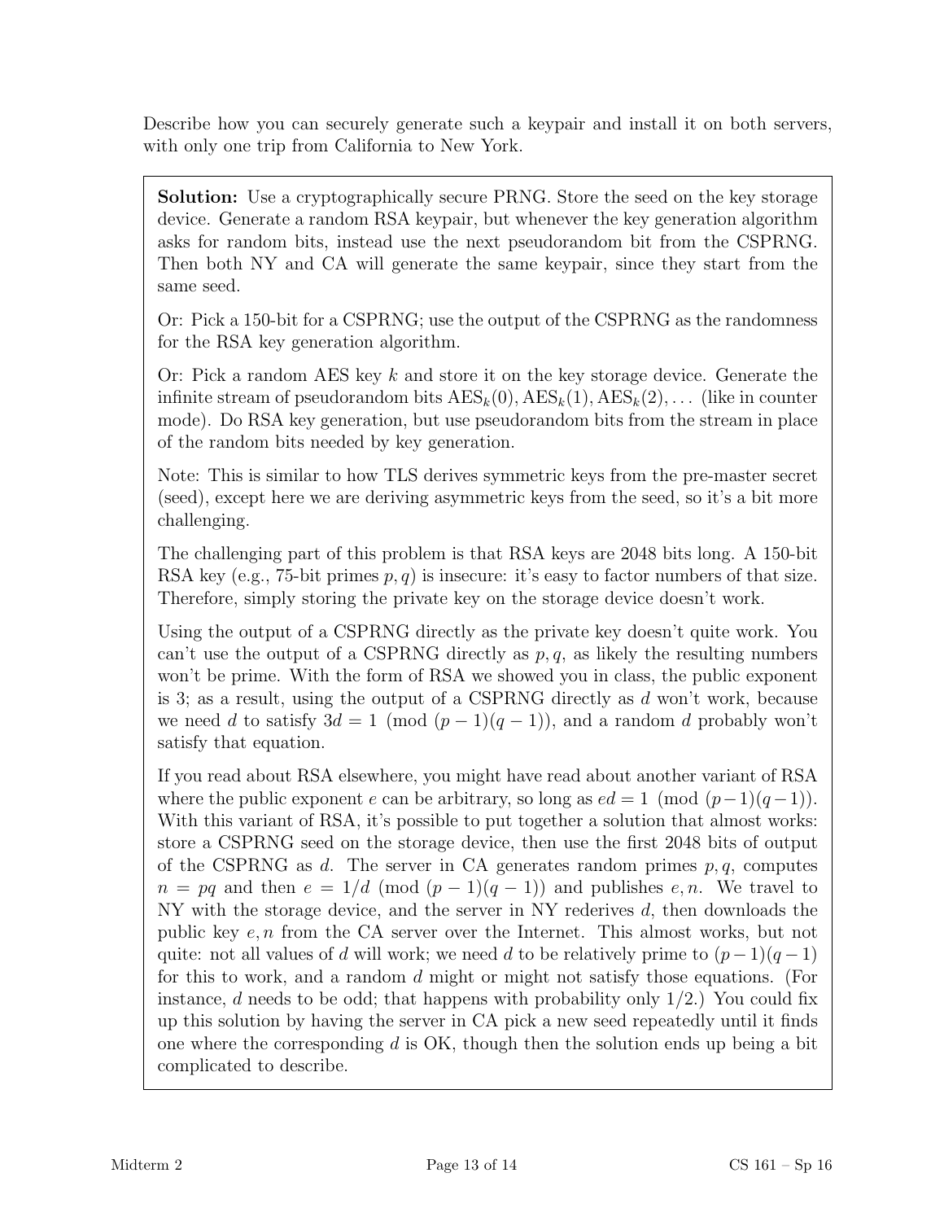Describe how you can securely generate such a keypair and install it on both servers, with only one trip from California to New York.

**Solution:** Use a cryptographically secure PRNG. Store the seed on the key storage device. Generate a random RSA keypair, but whenever the key generation algorithm asks for random bits, instead use the next pseudorandom bit from the CSPRNG. Then both NY and CA will generate the same keypair, since they start from the same seed.

Or: Pick a 150-bit for a CSPRNG; use the output of the CSPRNG as the randomness for the RSA key generation algorithm.

Or: Pick a random AES key $k$ and store it on the key storage device. Generate the infinite stream of pseudorandom bits $\text{AES}_k(0), \text{AES}_k(1), \text{AES}_k(2), \ldots$ (like in counter mode). Do RSA key generation, but use pseudorandom bits from the stream in place of the random bits needed by key generation.

Note: This is similar to how TLS derives symmetric keys from the pre-master secret (seed), except here we are deriving asymmetric keys from the seed, so it's a bit more challenging.

The challenging part of this problem is that RSA keys are 2048 bits long. A 150-bit RSA key (e.g., 75-bit primes $p, q$) is insecure: it's easy to factor numbers of that size. Therefore, simply storing the private key on the storage device doesn't work.

Using the output of a CSPRNG directly as the private key doesn't quite work. You can't use the output of a CSPRNG directly as $p, q$, as likely the resulting numbers won't be prime. With the form of RSA we showed you in class, the public exponent is 3; as a result, using the output of a CSPRNG directly as $d$ won't work, because we need $d$ to satisfy $3d = 1 \pmod{(p-1)(q-1)}$, and a random $d$ probably won't satisfy that equation.

If you read about RSA elsewhere, you might have read about another variant of RSA where the public exponent $e$ can be arbitrary, so long as $ed = 1 \pmod{(p-1)(q-1)}$. With this variant of RSA, it's possible to put together a solution that almost works: store a CSPRNG seed on the storage device, then use the first 2048 bits of output of the CSPRNG as $d$. The server in CA generates random primes $p, q$, computes $n = pq$ and then $e = 1/d \pmod{(p-1)(q-1)}$ and publishes $e, n$. We travel to NY with the storage device, and the server in NY rederives $d$, then downloads the public key $e, n$ from the CA server over the Internet. This almost works, but not quite: not all values of $d$ will work; we need $d$ to be relatively prime to $(p-1)(q-1)$ for this to work, and a random $d$ might or might not satisfy those equations. (For instance, $d$ needs to be odd; that happens with probability only $1/2$.) You could fix up this solution by having the server in CA pick a new seed repeatedly until it finds one where the corresponding $d$ is OK, though then the solution ends up being a bit complicated to describe.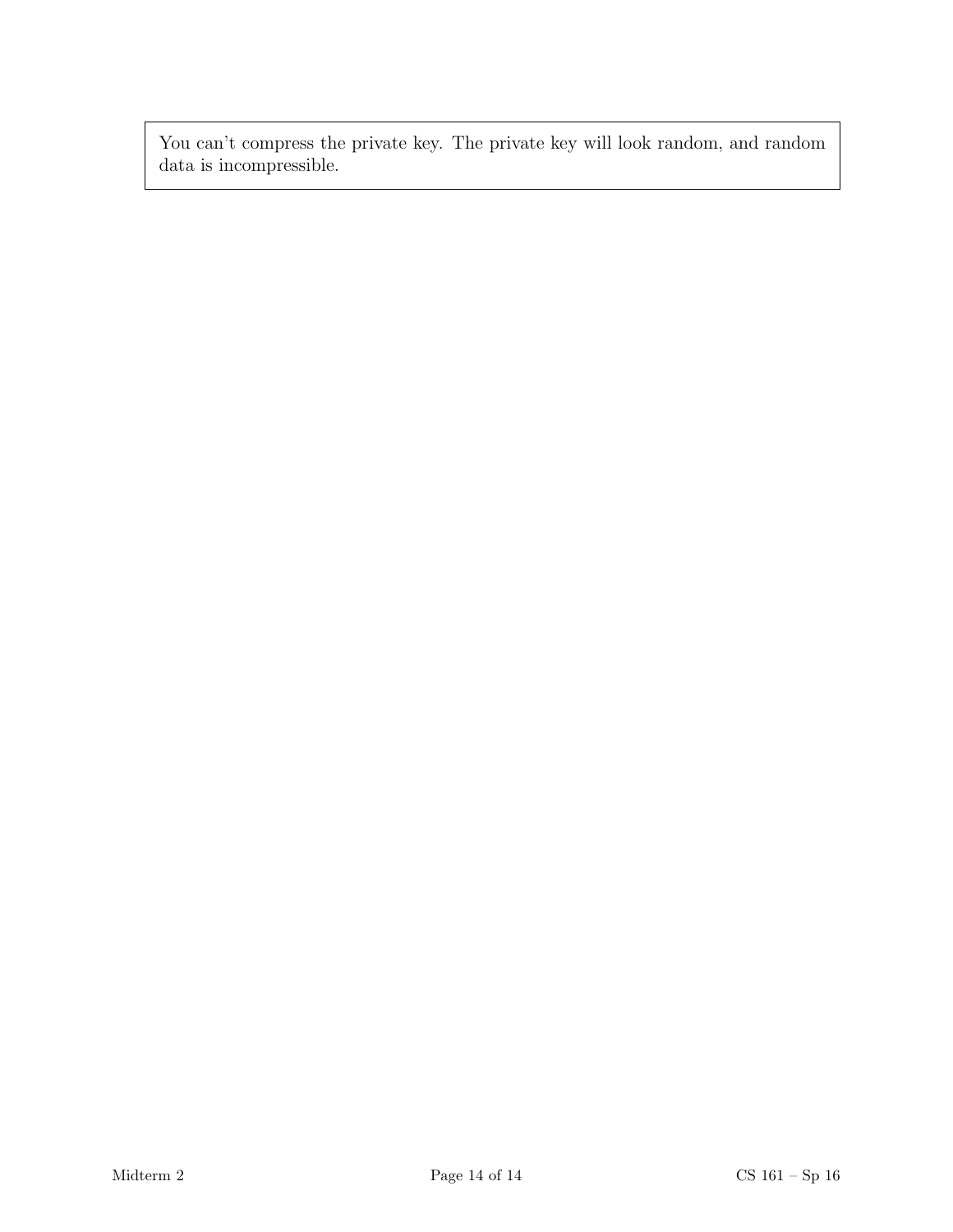You can't compress the private key. The private key will look random, and random data is incompressible.